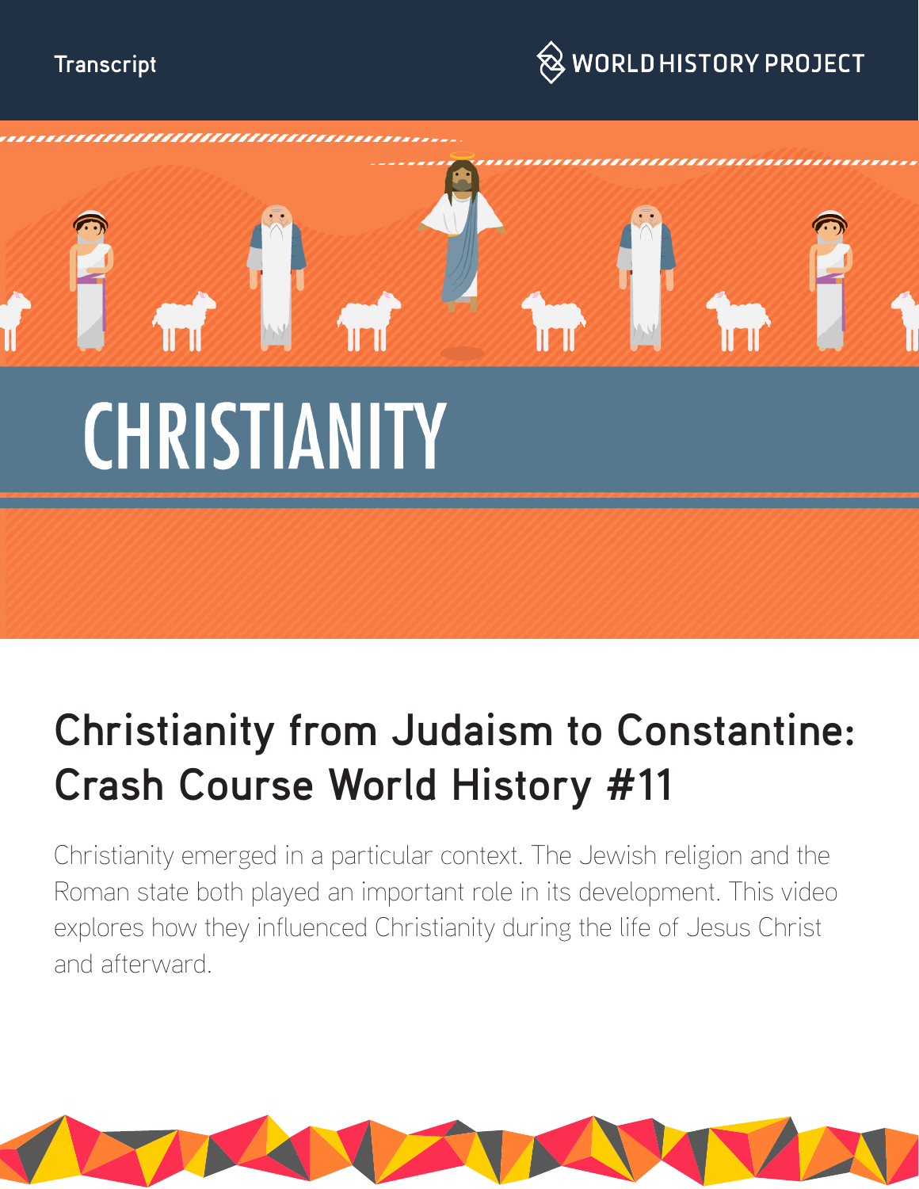Transcript

WORLD HISTORY PROJECT

# CHRISTIANITY

## Christianity from Judaism to Constantine: Crash Course World History #11

Christianity emerged in a particular context. The Jewish religion and the Roman state both played an important role in its development. This video explores how they influenced Christianity during the life of Jesus Christ and afterward.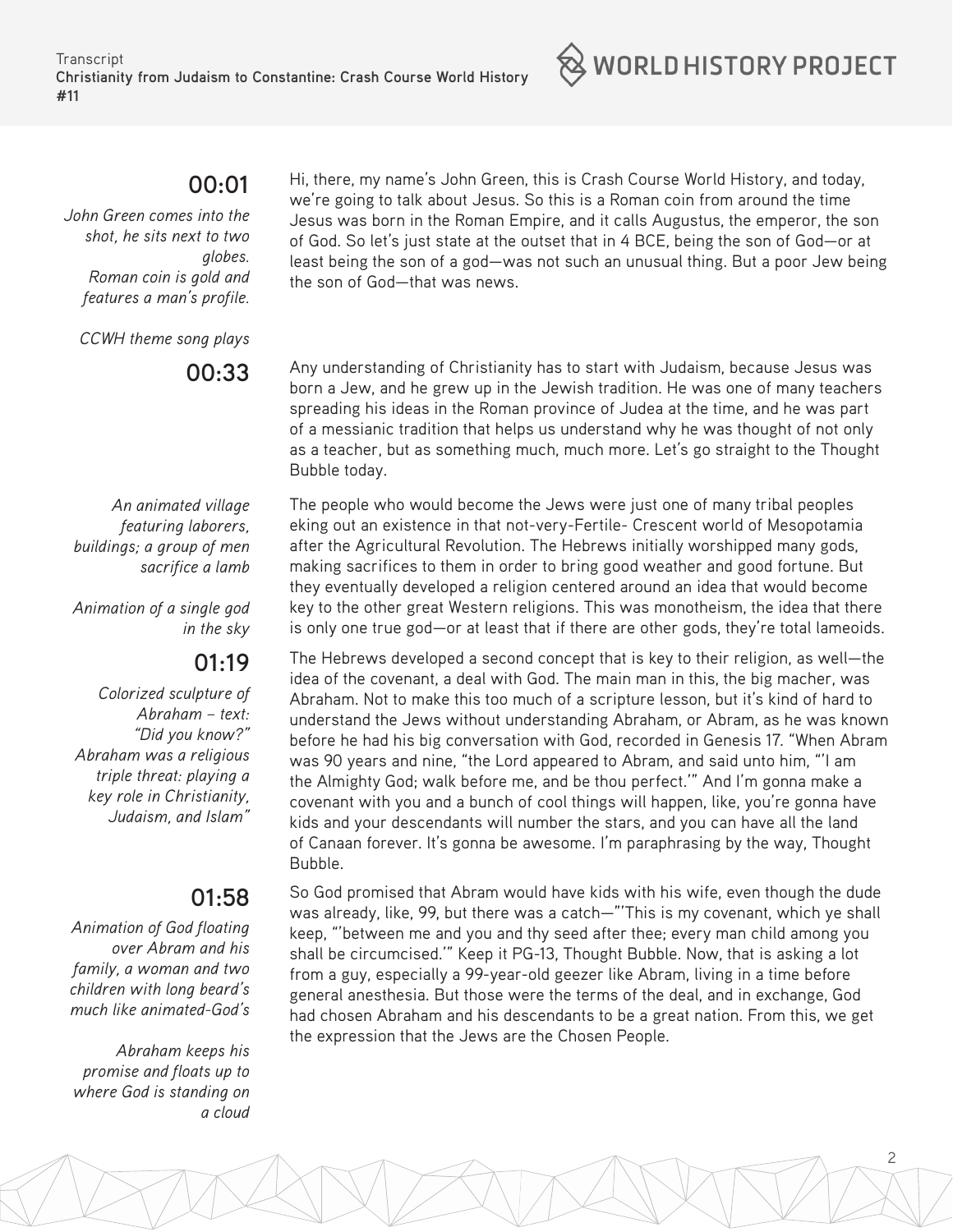**00:01**

*John Green comes into the shot, he sits next to two globes.*
*Roman coin is gold and features a man's profile.*

Hi, there, my name's John Green, this is Crash Course World History, and today, we're going to talk about Jesus. So this is a Roman coin from around the time Jesus was born in the Roman Empire, and it calls Augustus, the emperor, the son of God. So let's just state at the outset that in 4 BCE, being the son of God—or at least being the son of a god—was not such an unusual thing. But a poor Jew being the son of God—that was news.

*CCWH theme song plays*

**00:33**

Any understanding of Christianity has to start with Judaism, because Jesus was born a Jew, and he grew up in the Jewish tradition. He was one of many teachers spreading his ideas in the Roman province of Judea at the time, and he was part of a messianic tradition that helps us understand why he was thought of not only as a teacher, but as something much, much more. Let's go straight to the Thought Bubble today.

*An animated village featuring laborers, buildings; a group of men sacrifice a lamb*

*Animation of a single god in the sky*

The people who would become the Jews were just one of many tribal peoples eking out an existence in that not-very-Fertile- Crescent world of Mesopotamia after the Agricultural Revolution. The Hebrews initially worshipped many gods, making sacrifices to them in order to bring good weather and good fortune. But they eventually developed a religion centered around an idea that would become key to the other great Western religions. This was monotheism, the idea that there is only one true god—or at least that if there are other gods, they're total lameoids.

**01:19**

*Colorized sculpture of Abraham – text: "Did you know?" Abraham was a religious triple threat: playing a key role in Christianity, Judaism, and Islam"*

The Hebrews developed a second concept that is key to their religion, as well—the idea of the covenant, a deal with God. The main man in this, the big macher, was Abraham. Not to make this too much of a scripture lesson, but it's kind of hard to understand the Jews without understanding Abraham, or Abram, as he was known before he had his big conversation with God, recorded in Genesis 17. "When Abram was 90 years and nine, "the Lord appeared to Abram, and said unto him, "'I am the Almighty God; walk before me, and be thou perfect.'" And I'm gonna make a covenant with you and a bunch of cool things will happen, like, you're gonna have kids and your descendants will number the stars, and you can have all the land of Canaan forever. It's gonna be awesome. I'm paraphrasing by the way, Thought Bubble.

**01:58**

*Animation of God floating over Abram and his family, a woman and two children with long beard's much like animated-God's*

*Abraham keeps his promise and floats up to where God is standing on a cloud*

So God promised that Abram would have kids with his wife, even though the dude was already, like, 99, but there was a catch—"'This is my covenant, which ye shall keep, "'between me and you and thy seed after thee; every man child among you shall be circumcised.'" Keep it PG-13, Thought Bubble. Now, that is asking a lot from a guy, especially a 99-year-old geezer like Abram, living in a time before general anesthesia. But those were the terms of the deal, and in exchange, God had chosen Abraham and his descendants to be a great nation. From this, we get the expression that the Jews are the Chosen People.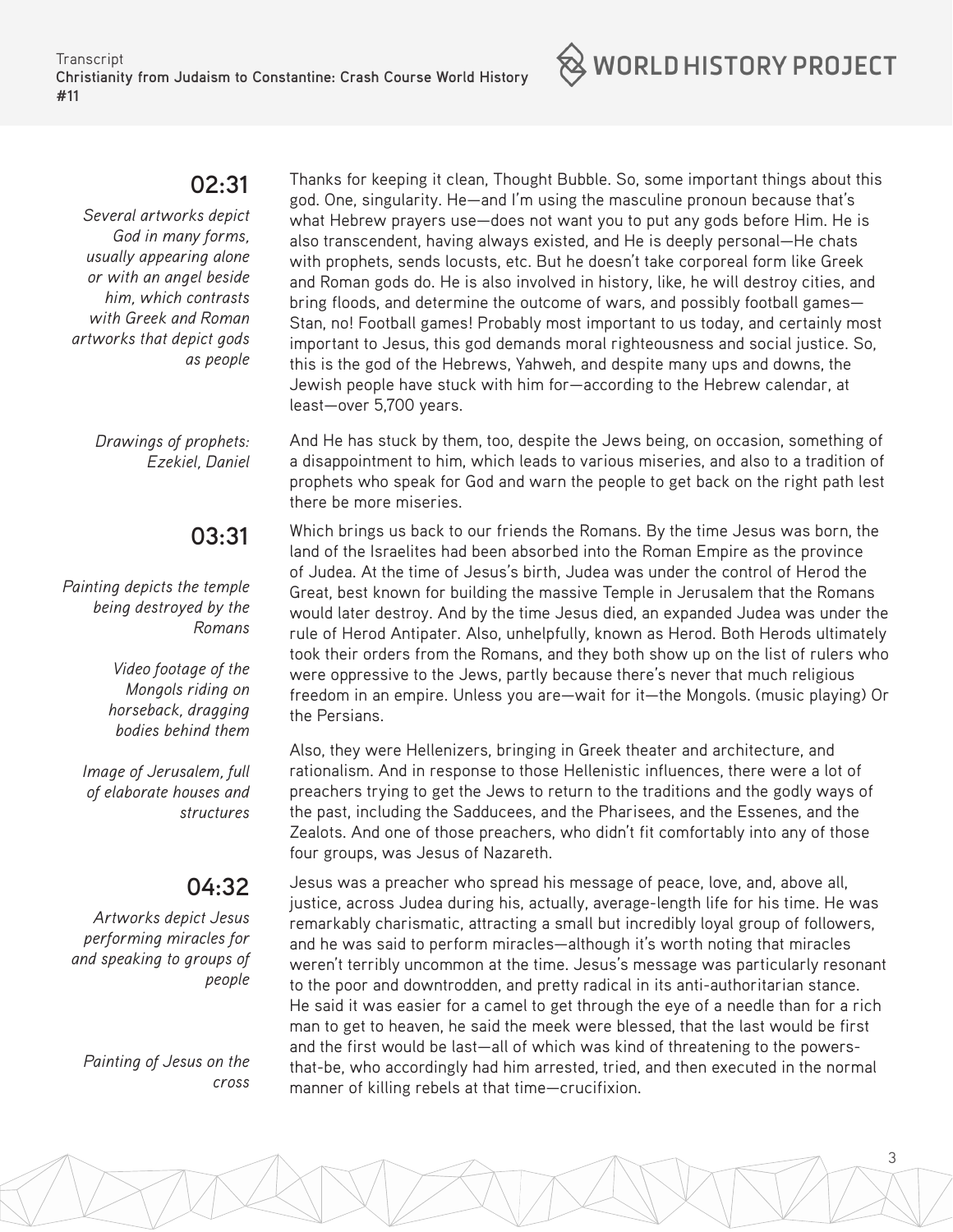**02:31**

*Several artworks depict God in many forms, usually appearing alone or with an angel beside him, which contrasts with Greek and Roman artworks that depict gods as people*

Thanks for keeping it clean, Thought Bubble. So, some important things about this god. One, singularity. He—and I'm using the masculine pronoun because that's what Hebrew prayers use—does not want you to put any gods before Him. He is also transcendent, having always existed, and He is deeply personal—He chats with prophets, sends locusts, etc. But he doesn't take corporeal form like Greek and Roman gods do. He is also involved in history, like, he will destroy cities, and bring floods, and determine the outcome of wars, and possibly football games—Stan, no! Football games! Probably most important to us today, and certainly most important to Jesus, this god demands moral righteousness and social justice. So, this is the god of the Hebrews, Yahweh, and despite many ups and downs, the Jewish people have stuck with him for—according to the Hebrew calendar, at least—over 5,700 years.

*Drawings of prophets: Ezekiel, Daniel*

And He has stuck by them, too, despite the Jews being, on occasion, something of a disappointment to him, which leads to various miseries, and also to a tradition of prophets who speak for God and warn the people to get back on the right path lest there be more miseries.

**03:31**

*Painting depicts the temple being destroyed by the Romans*

Which brings us back to our friends the Romans. By the time Jesus was born, the land of the Israelites had been absorbed into the Roman Empire as the province of Judea. At the time of Jesus's birth, Judea was under the control of Herod the Great, best known for building the massive Temple in Jerusalem that the Romans would later destroy. And by the time Jesus died, an expanded Judea was under the rule of Herod Antipater. Also, unhelpfully, known as Herod. Both Herods ultimately took their orders from the Romans, and they both show up on the list of rulers who were oppressive to the Jews, partly because there's never that much religious freedom in an empire. Unless you are—wait for it—the Mongols. (music playing) Or the Persians.

*Video footage of the Mongols riding on horseback, dragging bodies behind them*

*Image of Jerusalem, full of elaborate houses and structures*

Also, they were Hellenizers, bringing in Greek theater and architecture, and rationalism. And in response to those Hellenistic influences, there were a lot of preachers trying to get the Jews to return to the traditions and the godly ways of the past, including the Sadducees, and the Pharisees, and the Essenes, and the Zealots. And one of those preachers, who didn't fit comfortably into any of those four groups, was Jesus of Nazareth.

**04:32**

*Artworks depict Jesus performing miracles for and speaking to groups of people*

Jesus was a preacher who spread his message of peace, love, and, above all, justice, across Judea during his, actually, average-length life for his time. He was remarkably charismatic, attracting a small but incredibly loyal group of followers, and he was said to perform miracles—although it's worth noting that miracles weren't terribly uncommon at the time. Jesus's message was particularly resonant to the poor and downtrodden, and pretty radical in its anti-authoritarian stance. He said it was easier for a camel to get through the eye of a needle than for a rich man to get to heaven, he said the meek were blessed, that the last would be first and the first would be last—all of which was kind of threatening to the powers-that-be, who accordingly had him arrested, tried, and then executed in the normal manner of killing rebels at that time—crucifixion.

*Painting of Jesus on the cross*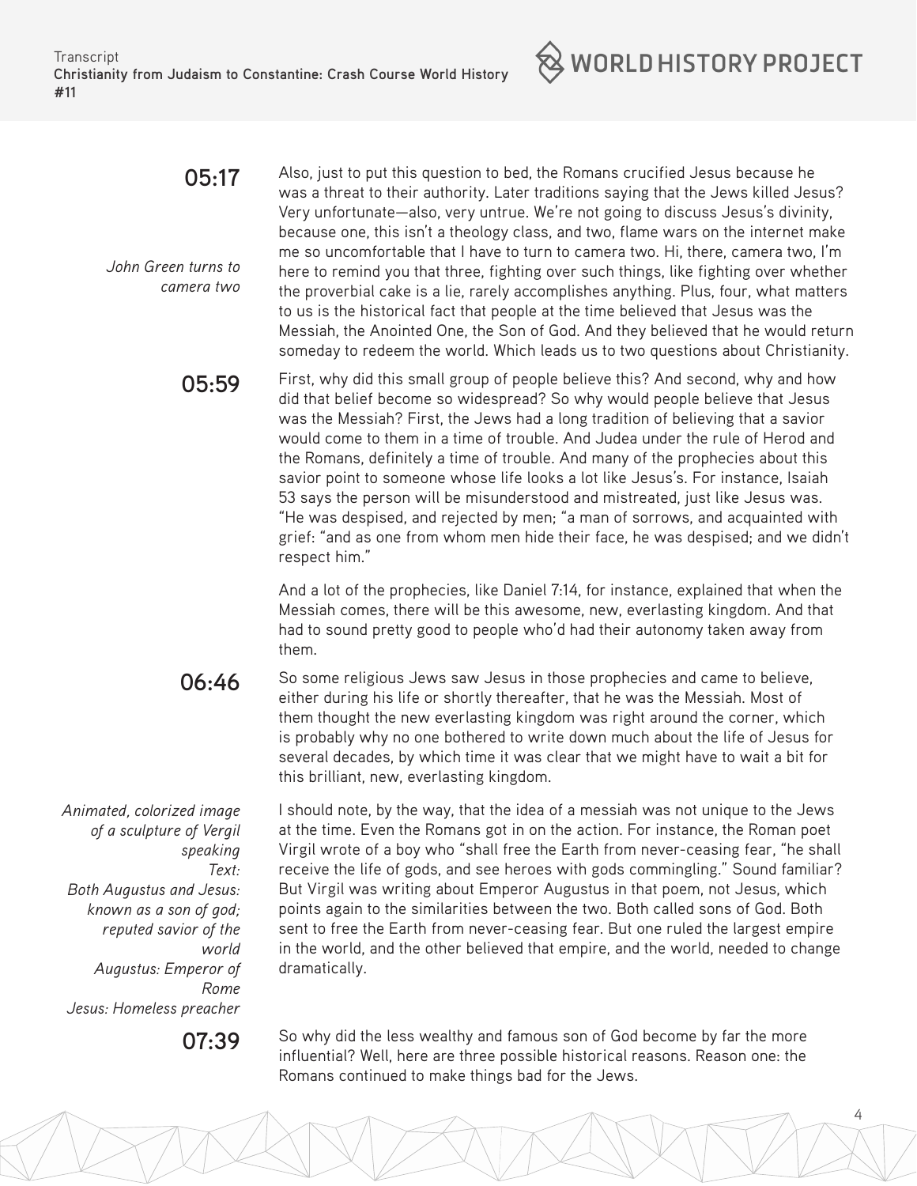**05:17**

Also, just to put this question to bed, the Romans crucified Jesus because he was a threat to their authority. Later traditions saying that the Jews killed Jesus? Very unfortunate—also, very untrue. We're not going to discuss Jesus's divinity, because one, this isn't a theology class, and two, flame wars on the internet make me so uncomfortable that I have to turn to camera two. Hi, there, camera two, I'm here to remind you that three, fighting over such things, like fighting over whether the proverbial cake is a lie, rarely accomplishes anything. Plus, four, what matters to us is the historical fact that people at the time believed that Jesus was the Messiah, the Anointed One, the Son of God. And they believed that he would return someday to redeem the world. Which leads us to two questions about Christianity.

*John Green turns to camera two*

**05:59**

First, why did this small group of people believe this? And second, why and how did that belief become so widespread? So why would people believe that Jesus was the Messiah? First, the Jews had a long tradition of believing that a savior would come to them in a time of trouble. And Judea under the rule of Herod and the Romans, definitely a time of trouble. And many of the prophecies about this savior point to someone whose life looks a lot like Jesus's. For instance, Isaiah 53 says the person will be misunderstood and mistreated, just like Jesus was. "He was despised, and rejected by men; "a man of sorrows, and acquainted with grief: "and as one from whom men hide their face, he was despised; and we didn't respect him."

And a lot of the prophecies, like Daniel 7:14, for instance, explained that when the Messiah comes, there will be this awesome, new, everlasting kingdom. And that had to sound pretty good to people who'd had their autonomy taken away from them.

**06:46**

So some religious Jews saw Jesus in those prophecies and came to believe, either during his life or shortly thereafter, that he was the Messiah. Most of them thought the new everlasting kingdom was right around the corner, which is probably why no one bothered to write down much about the life of Jesus for several decades, by which time it was clear that we might have to wait a bit for this brilliant, new, everlasting kingdom.

*Animated, colorized image of a sculpture of Vergil speaking*
*Text:*
*Both Augustus and Jesus: known as a son of god; reputed savior of the world*
*Augustus: Emperor of Rome*
*Jesus: Homeless preacher*

I should note, by the way, that the idea of a messiah was not unique to the Jews at the time. Even the Romans got in on the action. For instance, the Roman poet Virgil wrote of a boy who "shall free the Earth from never-ceasing fear, "he shall receive the life of gods, and see heroes with gods commingling." Sound familiar? But Virgil was writing about Emperor Augustus in that poem, not Jesus, which points again to the similarities between the two. Both called sons of God. Both sent to free the Earth from never-ceasing fear. But one ruled the largest empire in the world, and the other believed that empire, and the world, needed to change dramatically.

**07:39**

So why did the less wealthy and famous son of God become by far the more influential? Well, here are three possible historical reasons. Reason one: the Romans continued to make things bad for the Jews.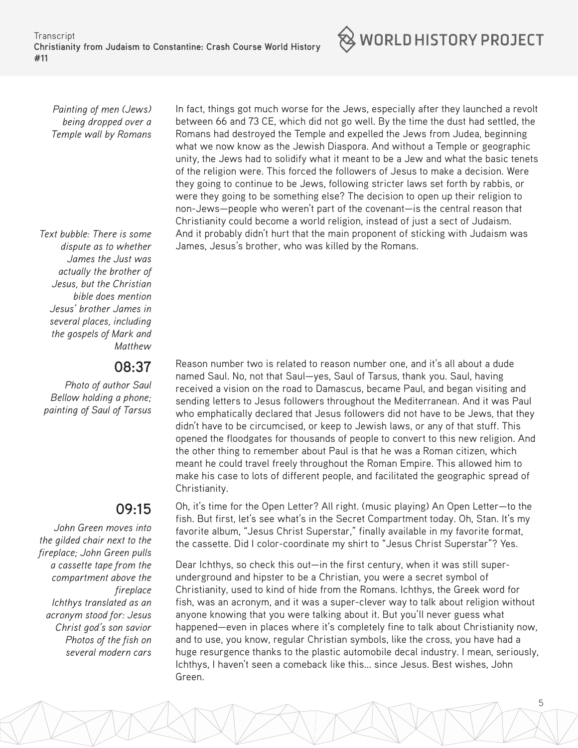*Painting of men (Jews) being dropped over a Temple wall by Romans*

In fact, things got much worse for the Jews, especially after they launched a revolt between 66 and 73 CE, which did not go well. By the time the dust had settled, the Romans had destroyed the Temple and expelled the Jews from Judea, beginning what we now know as the Jewish Diaspora. And without a Temple or geographic unity, the Jews had to solidify what it meant to be a Jew and what the basic tenets of the religion were. This forced the followers of Jesus to make a decision. Were they going to continue to be Jews, following stricter laws set forth by rabbis, or were they going to be something else? The decision to open up their religion to non-Jews—people who weren't part of the covenant—is the central reason that Christianity could become a world religion, instead of just a sect of Judaism. And it probably didn't hurt that the main proponent of sticking with Judaism was James, Jesus's brother, who was killed by the Romans.

*Text bubble: There is some dispute as to whether James the Just was actually the brother of Jesus, but the Christian bible does mention Jesus' brother James in several places, including the gospels of Mark and Matthew*

## 08:37

*Photo of author Saul Bellow holding a phone; painting of Saul of Tarsus*

Reason number two is related to reason number one, and it's all about a dude named Saul. No, not that Saul—yes, Saul of Tarsus, thank you. Saul, having received a vision on the road to Damascus, became Paul, and began visiting and sending letters to Jesus followers throughout the Mediterranean. And it was Paul who emphatically declared that Jesus followers did not have to be Jews, that they didn't have to be circumcised, or keep to Jewish laws, or any of that stuff. This opened the floodgates for thousands of people to convert to this new religion. And the other thing to remember about Paul is that he was a Roman citizen, which meant he could travel freely throughout the Roman Empire. This allowed him to make his case to lots of different people, and facilitated the geographic spread of Christianity.

## 09:15

*John Green moves into the gilded chair next to the fireplace; John Green pulls a cassette tape from the compartment above the fireplace*

*Ichthys translated as an acronym stood for: Jesus Christ god's son savior*

*Photos of the fish on several modern cars*

Oh, it's time for the Open Letter? All right. (music playing) An Open Letter—to the fish. But first, let's see what's in the Secret Compartment today. Oh, Stan. It's my favorite album, "Jesus Christ Superstar," finally available in my favorite format, the cassette. Did I color-coordinate my shirt to "Jesus Christ Superstar"? Yes.

Dear Ichthys, so check this out—in the first century, when it was still super-underground and hipster to be a Christian, you were a secret symbol of Christianity, used to kind of hide from the Romans. Ichthys, the Greek word for fish, was an acronym, and it was a super-clever way to talk about religion without anyone knowing that you were talking about it. But you'll never guess what happened—even in places where it's completely fine to talk about Christianity now, and to use, you know, regular Christian symbols, like the cross, you have had a huge resurgence thanks to the plastic automobile decal industry. I mean, seriously, Ichthys, I haven't seen a comeback like this... since Jesus. Best wishes, John Green.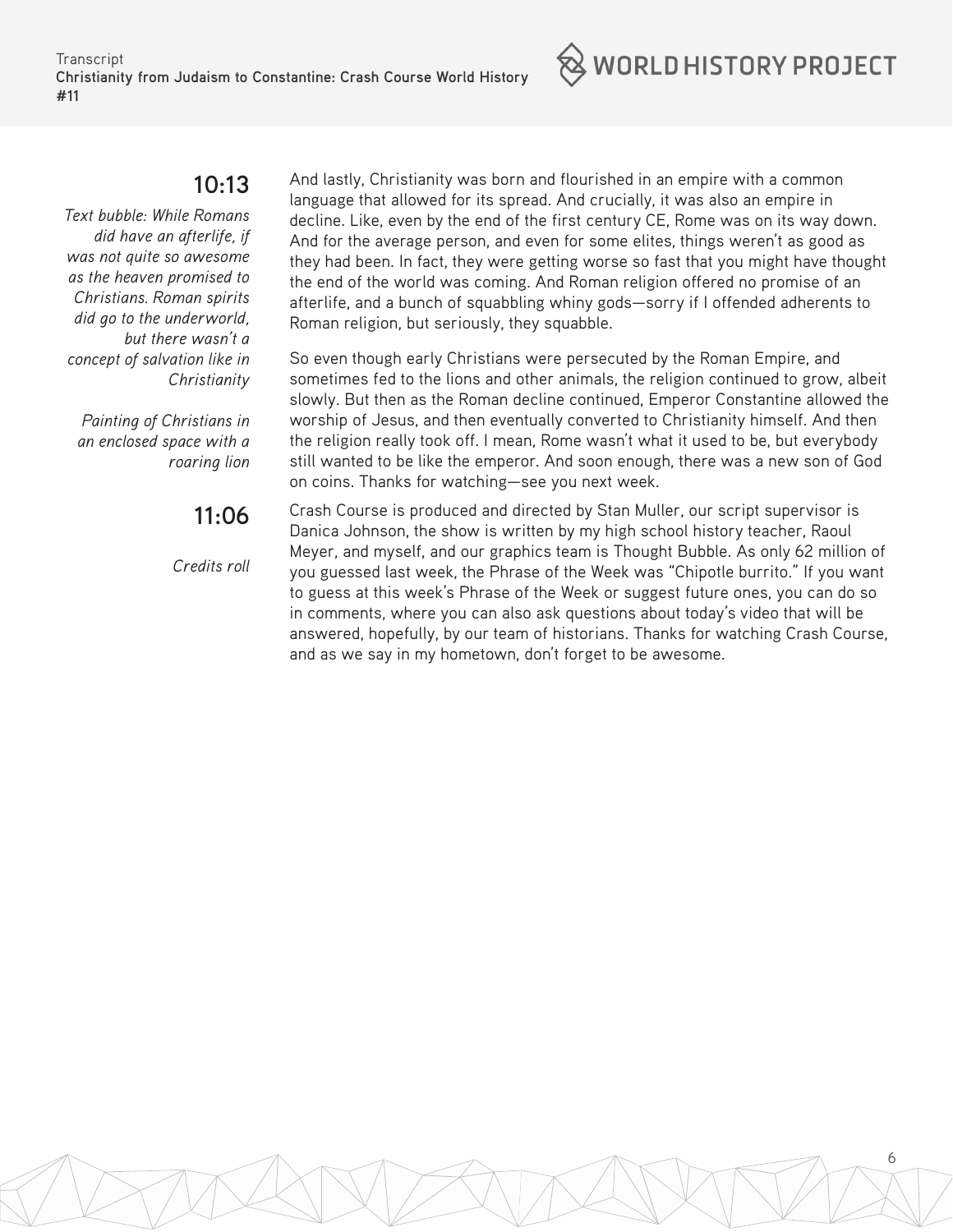**10:13**

*Text bubble: While Romans did have an afterlife, if was not quite so awesome as the heaven promised to Christians. Roman spirits did go to the underworld, but there wasn't a concept of salvation like in Christianity*

*Painting of Christians in an enclosed space with a roaring lion*

And lastly, Christianity was born and flourished in an empire with a common language that allowed for its spread. And crucially, it was also an empire in decline. Like, even by the end of the first century CE, Rome was on its way down. And for the average person, and even for some elites, things weren't as good as they had been. In fact, they were getting worse so fast that you might have thought the end of the world was coming. And Roman religion offered no promise of an afterlife, and a bunch of squabbling whiny gods—sorry if I offended adherents to Roman religion, but seriously, they squabble.

So even though early Christians were persecuted by the Roman Empire, and sometimes fed to the lions and other animals, the religion continued to grow, albeit slowly. But then as the Roman decline continued, Emperor Constantine allowed the worship of Jesus, and then eventually converted to Christianity himself. And then the religion really took off. I mean, Rome wasn't what it used to be, but everybody still wanted to be like the emperor. And soon enough, there was a new son of God on coins. Thanks for watching—see you next week.

**11:06**

*Credits roll*

Crash Course is produced and directed by Stan Muller, our script supervisor is Danica Johnson, the show is written by my high school history teacher, Raoul Meyer, and myself, and our graphics team is Thought Bubble. As only 62 million of you guessed last week, the Phrase of the Week was "Chipotle burrito." If you want to guess at this week's Phrase of the Week or suggest future ones, you can do so in comments, where you can also ask questions about today's video that will be answered, hopefully, by our team of historians. Thanks for watching Crash Course, and as we say in my hometown, don't forget to be awesome.